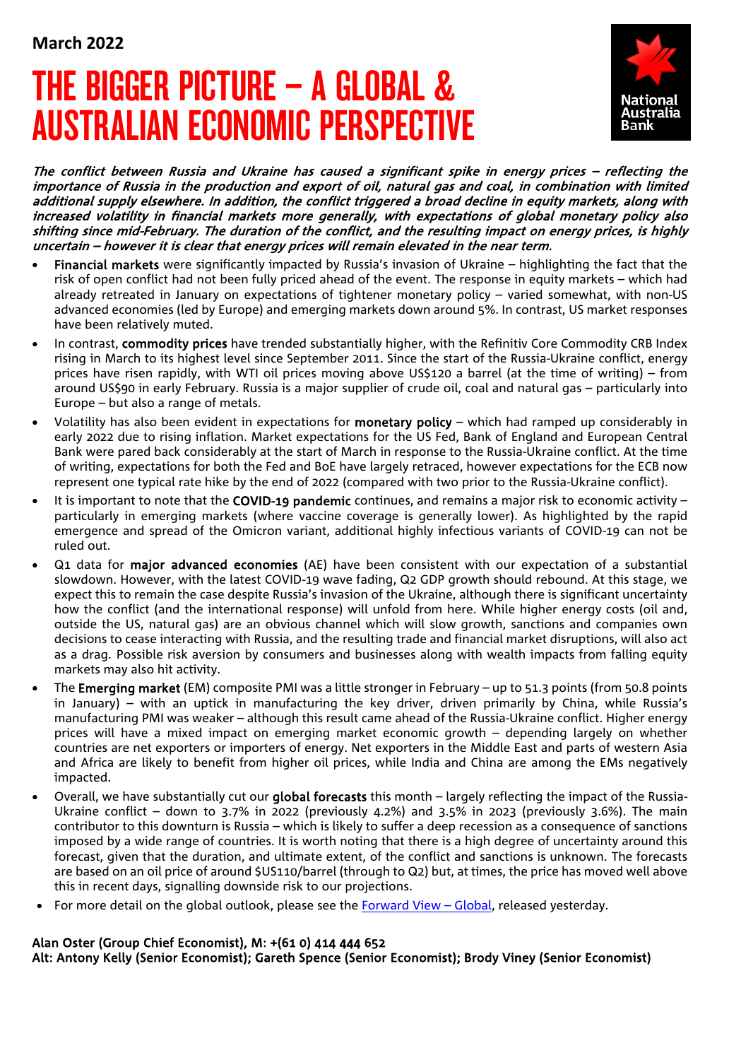**March 2022**

# THE BIGGER PICTURE – A GLOBAL & AUSTRALIAN ECONOMIC PERSPECTIVE

National Australia Bank

***The conflict between Russia and Ukraine has caused a significant spike in energy prices – reflecting the importance of Russia in the production and export of oil, natural gas and coal, in combination with limited additional supply elsewhere. In addition, the conflict triggered a broad decline in equity markets, along with increased volatility in financial markets more generally, with expectations of global monetary policy also shifting since mid-February. The duration of the conflict, and the resulting impact on energy prices, is highly uncertain – however it is clear that energy prices will remain elevated in the near term.***

- **Financial markets** were significantly impacted by Russia's invasion of Ukraine – highlighting the fact that the risk of open conflict had not been fully priced ahead of the event. The response in equity markets – which had already retreated in January on expectations of tightener monetary policy – varied somewhat, with non-US advanced economies (led by Europe) and emerging markets down around 5%. In contrast, US market responses have been relatively muted.
- In contrast, **commodity prices** have trended substantially higher, with the Refinitiv Core Commodity CRB Index rising in March to its highest level since September 2011. Since the start of the Russia-Ukraine conflict, energy prices have risen rapidly, with WTI oil prices moving above US$120 a barrel (at the time of writing) – from around US$90 in early February. Russia is a major supplier of crude oil, coal and natural gas – particularly into Europe – but also a range of metals.
- Volatility has also been evident in expectations for **monetary policy** – which had ramped up considerably in early 2022 due to rising inflation. Market expectations for the US Fed, Bank of England and European Central Bank were pared back considerably at the start of March in response to the Russia-Ukraine conflict. At the time of writing, expectations for both the Fed and BoE have largely retraced, however expectations for the ECB now represent one typical rate hike by the end of 2022 (compared with two prior to the Russia-Ukraine conflict).
- It is important to note that the **COVID-19 pandemic** continues, and remains a major risk to economic activity – particularly in emerging markets (where vaccine coverage is generally lower). As highlighted by the rapid emergence and spread of the Omicron variant, additional highly infectious variants of COVID-19 can not be ruled out.
- Q1 data for **major advanced economies** (AE) have been consistent with our expectation of a substantial slowdown. However, with the latest COVID-19 wave fading, Q2 GDP growth should rebound. At this stage, we expect this to remain the case despite Russia's invasion of the Ukraine, although there is significant uncertainty how the conflict (and the international response) will unfold from here. While higher energy costs (oil and, outside the US, natural gas) are an obvious channel which will slow growth, sanctions and companies own decisions to cease interacting with Russia, and the resulting trade and financial market disruptions, will also act as a drag. Possible risk aversion by consumers and businesses along with wealth impacts from falling equity markets may also hit activity.
- The **Emerging market** (EM) composite PMI was a little stronger in February – up to 51.3 points (from 50.8 points in January) – with an uptick in manufacturing the key driver, driven primarily by China, while Russia's manufacturing PMI was weaker – although this result came ahead of the Russia-Ukraine conflict. Higher energy prices will have a mixed impact on emerging market economic growth – depending largely on whether countries are net exporters or importers of energy. Net exporters in the Middle East and parts of western Asia and Africa are likely to benefit from higher oil prices, while India and China are among the EMs negatively impacted.
- Overall, we have substantially cut our **global forecasts** this month – largely reflecting the impact of the Russia-Ukraine conflict – down to 3.7% in 2022 (previously 4.2%) and 3.5% in 2023 (previously 3.6%). The main contributor to this downturn is Russia – which is likely to suffer a deep recession as a consequence of sanctions imposed by a wide range of countries. It is worth noting that there is a high degree of uncertainty around this forecast, given that the duration, and ultimate extent, of the conflict and sanctions is unknown. The forecasts are based on an oil price of around $US110/barrel (through to Q2) but, at times, the price has moved well above this in recent days, signalling downside risk to our projections.
- For more detail on the global outlook, please see the [Forward View – Global](), released yesterday.

**Alan Oster (Group Chief Economist), M: +(61 0) 414 444 652**
**Alt: Antony Kelly (Senior Economist); Gareth Spence (Senior Economist); Brody Viney (Senior Economist)**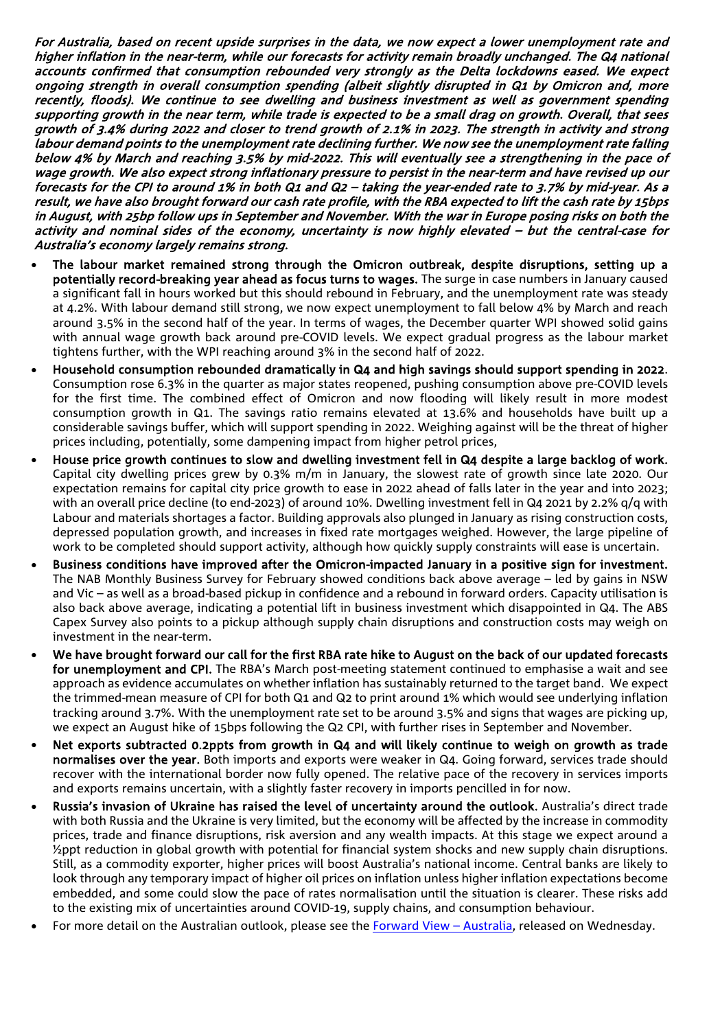***For Australia, based on recent upside surprises in the data, we now expect a lower unemployment rate and higher inflation in the near-term, while our forecasts for activity remain broadly unchanged. The Q4 national accounts confirmed that consumption rebounded very strongly as the Delta lockdowns eased. We expect ongoing strength in overall consumption spending (albeit slightly disrupted in Q1 by Omicron and, more recently, floods). We continue to see dwelling and business investment as well as government spending supporting growth in the near term, while trade is expected to be a small drag on growth. Overall, that sees growth of 3.4% during 2022 and closer to trend growth of 2.1% in 2023. The strength in activity and strong labour demand points to the unemployment rate declining further. We now see the unemployment rate falling below 4% by March and reaching 3.5% by mid-2022. This will eventually see a strengthening in the pace of wage growth. We also expect strong inflationary pressure to persist in the near-term and have revised up our forecasts for the CPI to around 1% in both Q1 and Q2 – taking the year-ended rate to 3.7% by mid-year. As a result, we have also brought forward our cash rate profile, with the RBA expected to lift the cash rate by 15bps in August, with 25bp follow ups in September and November. With the war in Europe posing risks on both the activity and nominal sides of the economy, uncertainty is now highly elevated – but the central-case for Australia's economy largely remains strong.***

- **The labour market remained strong through the Omicron outbreak, despite disruptions, setting up a potentially record-breaking year ahead as focus turns to wages.** The surge in case numbers in January caused a significant fall in hours worked but this should rebound in February, and the unemployment rate was steady at 4.2%. With labour demand still strong, we now expect unemployment to fall below 4% by March and reach around 3.5% in the second half of the year. In terms of wages, the December quarter WPI showed solid gains with annual wage growth back around pre-COVID levels. We expect gradual progress as the labour market tightens further, with the WPI reaching around 3% in the second half of 2022.
- **Household consumption rebounded dramatically in Q4 and high savings should support spending in 2022**. Consumption rose 6.3% in the quarter as major states reopened, pushing consumption above pre-COVID levels for the first time. The combined effect of Omicron and now flooding will likely result in more modest consumption growth in Q1. The savings ratio remains elevated at 13.6% and households have built up a considerable savings buffer, which will support spending in 2022. Weighing against will be the threat of higher prices including, potentially, some dampening impact from higher petrol prices,
- **House price growth continues to slow and dwelling investment fell in Q4 despite a large backlog of work.** Capital city dwelling prices grew by 0.3% m/m in January, the slowest rate of growth since late 2020. Our expectation remains for capital city price growth to ease in 2022 ahead of falls later in the year and into 2023; with an overall price decline (to end-2023) of around 10%. Dwelling investment fell in Q4 2021 by 2.2% q/q with Labour and materials shortages a factor. Building approvals also plunged in January as rising construction costs, depressed population growth, and increases in fixed rate mortgages weighed. However, the large pipeline of work to be completed should support activity, although how quickly supply constraints will ease is uncertain.
- **Business conditions have improved after the Omicron-impacted January in a positive sign for investment.** The NAB Monthly Business Survey for February showed conditions back above average – led by gains in NSW and Vic – as well as a broad-based pickup in confidence and a rebound in forward orders. Capacity utilisation is also back above average, indicating a potential lift in business investment which disappointed in Q4. The ABS Capex Survey also points to a pickup although supply chain disruptions and construction costs may weigh on investment in the near-term.
- **We have brought forward our call for the first RBA rate hike to August on the back of our updated forecasts for unemployment and CPI.** The RBA's March post-meeting statement continued to emphasise a wait and see approach as evidence accumulates on whether inflation has sustainably returned to the target band. We expect the trimmed-mean measure of CPI for both Q1 and Q2 to print around 1% which would see underlying inflation tracking around 3.7%. With the unemployment rate set to be around 3.5% and signs that wages are picking up, we expect an August hike of 15bps following the Q2 CPI, with further rises in September and November.
- **Net exports subtracted 0.2ppts from growth in Q4 and will likely continue to weigh on growth as trade normalises over the year.** Both imports and exports were weaker in Q4. Going forward, services trade should recover with the international border now fully opened. The relative pace of the recovery in services imports and exports remains uncertain, with a slightly faster recovery in imports pencilled in for now.
- **Russia's invasion of Ukraine has raised the level of uncertainty around the outlook.** Australia's direct trade with both Russia and the Ukraine is very limited, but the economy will be affected by the increase in commodity prices, trade and finance disruptions, risk aversion and any wealth impacts. At this stage we expect around a ½ppt reduction in global growth with potential for financial system shocks and new supply chain disruptions. Still, as a commodity exporter, higher prices will boost Australia's national income. Central banks are likely to look through any temporary impact of higher oil prices on inflation unless higher inflation expectations become embedded, and some could slow the pace of rates normalisation until the situation is clearer. These risks add to the existing mix of uncertainties around COVID-19, supply chains, and consumption behaviour.
- For more detail on the Australian outlook, please see the [Forward View – Australia](), released on Wednesday.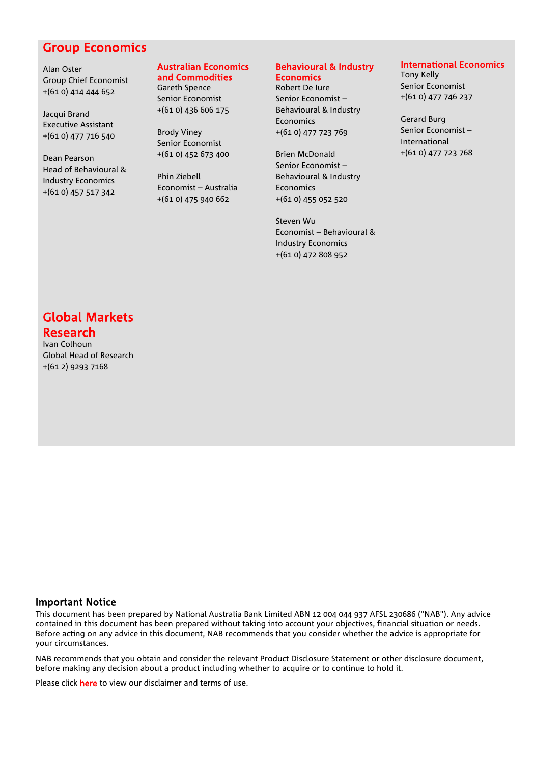# Group Economics

Alan Oster
Group Chief Economist
+(61 0) 414 444 652

Jacqui Brand
Executive Assistant
+(61 0) 477 716 540

Dean Pearson
Head of Behavioural & Industry Economics
+(61 0) 457 517 342

## Australian Economics and Commodities

Gareth Spence
Senior Economist
+(61 0) 436 606 175

Brody Viney
Senior Economist
+(61 0) 452 673 400

Phin Ziebell
Economist – Australia
+(61 0) 475 940 662

## Behavioural & Industry Economics

Robert De Iure
Senior Economist – Behavioural & Industry Economics
+(61 0) 477 723 769

Brien McDonald
Senior Economist – Behavioural & Industry Economics
+(61 0) 455 052 520

Steven Wu
Economist – Behavioural & Industry Economics
+(61 0) 472 808 952

## International Economics

Tony Kelly
Senior Economist
+(61 0) 477 746 237

Gerard Burg
Senior Economist – International
+(61 0) 477 723 768

# Global Markets Research

Ivan Colhoun
Global Head of Research
+(61 2) 9293 7168

### Important Notice

This document has been prepared by National Australia Bank Limited ABN 12 004 044 937 AFSL 230686 ("NAB"). Any advice contained in this document has been prepared without taking into account your objectives, financial situation or needs. Before acting on any advice in this document, NAB recommends that you consider whether the advice is appropriate for your circumstances.

NAB recommends that you obtain and consider the relevant Product Disclosure Statement or other disclosure document, before making any decision about a product including whether to acquire or to continue to hold it.

Please click here to view our disclaimer and terms of use.